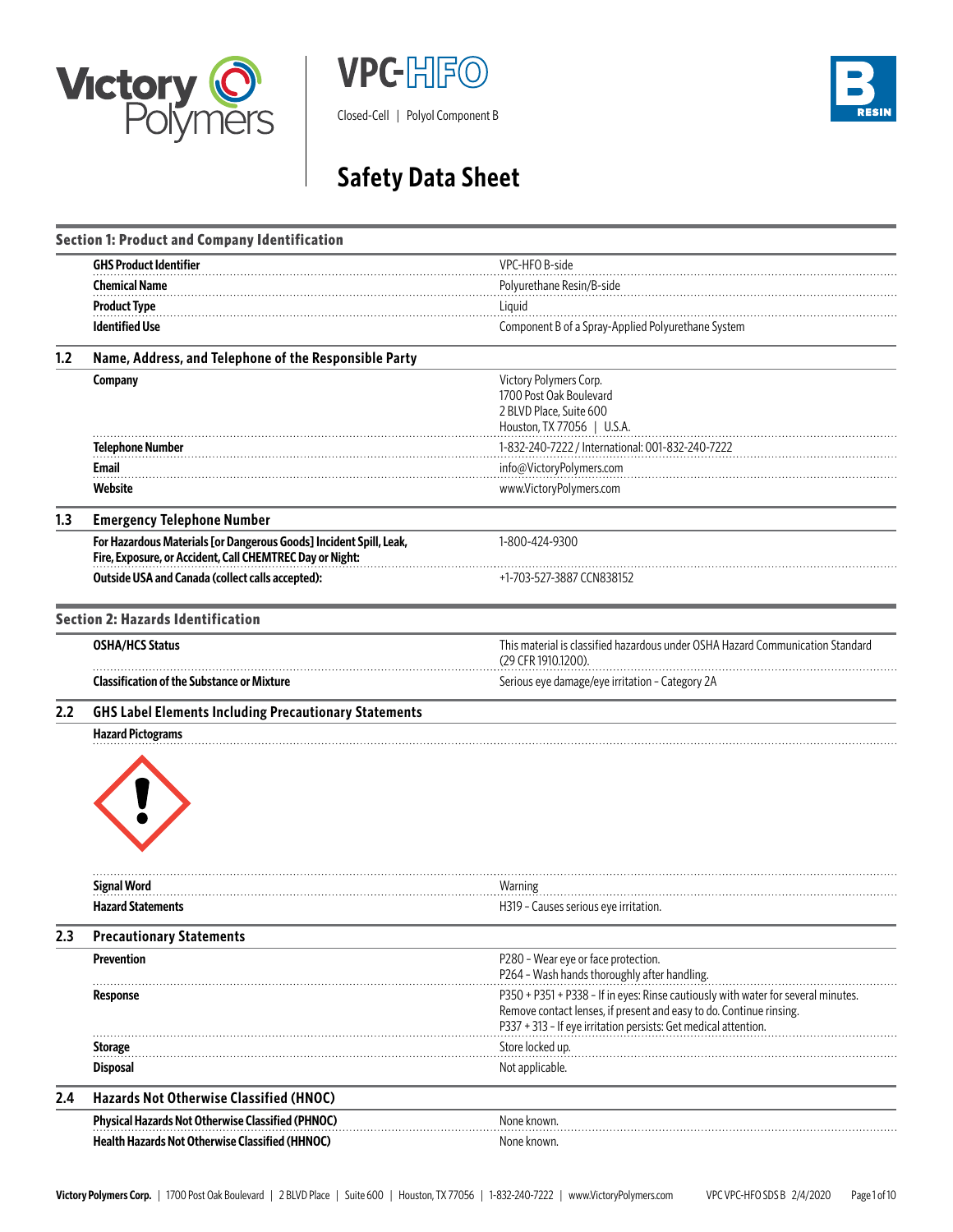# VPC-HFO

Closed-Cell | Polyol Component B

B RESIN

# Safety Data Sheet

## Section 1: Product and Company Identification

| | |
|---|---|
| **GHS Product Identifier** | VPC-HFO B-side |
| **Chemical Name** | Polyurethane Resin/B-side |
| **Product Type** | Liquid |
| **Identified Use** | Component B of a Spray-Applied Polyurethane System |

### 1.2 Name, Address, and Telephone of the Responsible Party

| | |
|---|---|
| **Company** | Victory Polymers Corp.<br>1700 Post Oak Boulevard<br>2 BLVD Place, Suite 600<br>Houston, TX 77056 \| U.S.A. |
| **Telephone Number** | 1-832-240-7222 / International: 001-832-240-7222 |
| **Email** | info@VictoryPolymers.com |
| **Website** | www.VictoryPolymers.com |

### 1.3 Emergency Telephone Number

| | |
|---|---|
| **For Hazardous Materials [or Dangerous Goods] Incident Spill, Leak, Fire, Exposure, or Accident, Call CHEMTREC Day or Night:** | 1-800-424-9300 |
| **Outside USA and Canada (collect calls accepted):** | +1-703-527-3887 CCN838152 |

## Section 2: Hazards Identification

| | |
|---|---|
| **OSHA/HCS Status** | This material is classified hazardous under OSHA Hazard Communication Standard (29 CFR 1910.1200). |
| **Classification of the Substance or Mixture** | Serious eye damage/eye irritation - Category 2A |

### 2.2 GHS Label Elements Including Precautionary Statements

**Hazard Pictograms**

| | |
|---|---|
| **Signal Word** | Warning |
| **Hazard Statements** | H319 - Causes serious eye irritation. |

### 2.3 Precautionary Statements

| | |
|---|---|
| **Prevention** | P280 - Wear eye or face protection.<br>P264 - Wash hands thoroughly after handling. |
| **Response** | P350 + P351 + P338 - If in eyes: Rinse cautiously with water for several minutes. Remove contact lenses, if present and easy to do. Continue rinsing.<br>P337 + 313 - If eye irritation persists: Get medical attention. |
| **Storage** | Store locked up. |
| **Disposal** | Not applicable. |

### 2.4 Hazards Not Otherwise Classified (HNOC)

| | |
|---|---|
| **Physical Hazards Not Otherwise Classified (PHNOC)** | None known. |
| **Health Hazards Not Otherwise Classified (HHNOC)** | None known. |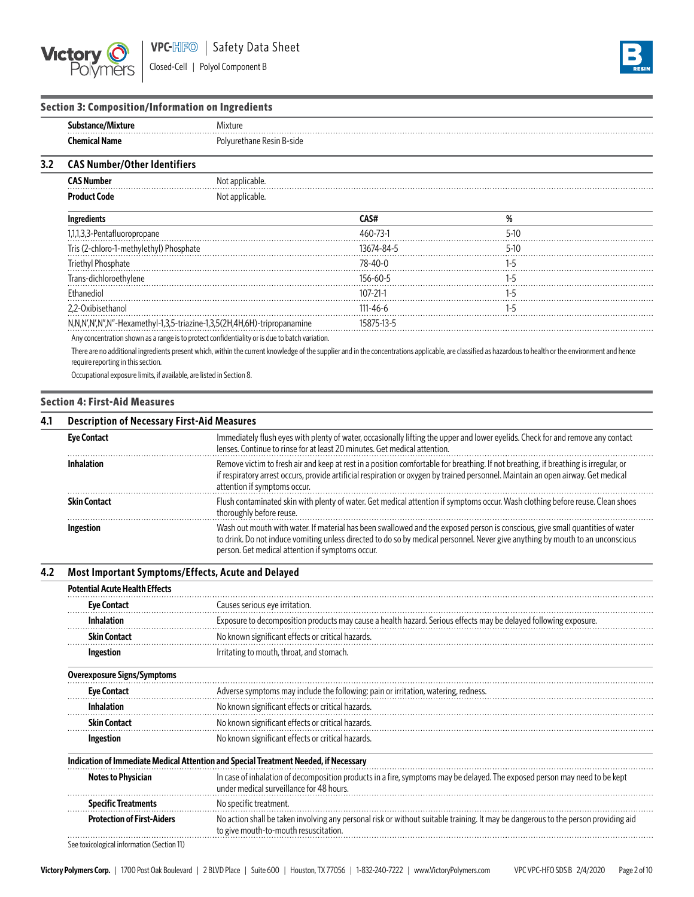## Section 3: Composition/Information on Ingredients

| | |
|---|---|
| **Substance/Mixture** | Mixture |
| **Chemical Name** | Polyurethane Resin B-side |

### 3.2 CAS Number/Other Identifiers

| | |
|---|---|
| **CAS Number** | Not applicable. |
| **Product Code** | Not applicable. |

| Ingredients | CAS# | % |
|---|---|---|
| 1,1,1,3,3-Pentafluoropropane | 460-73-1 | 5-10 |
| Tris (2-chloro-1-methylethyl) Phosphate | 13674-84-5 | 5-10 |
| Triethyl Phosphate | 78-40-0 | 1-5 |
| Trans-dichloroethylene | 156-60-5 | 1-5 |
| Ethanediol | 107-21-1 | 1-5 |
| 2,2-Oxibisethanol | 111-46-6 | 1-5 |
| N,N,N',N',N",N"-Hexamethyl-1,3,5-triazine-1,3,5(2H,4H,6H)-tripropanamine | 15875-13-5 | |

Any concentration shown as a range is to protect confidentiality or is due to batch variation.

There are no additional ingredients present which, within the current knowledge of the supplier and in the concentrations applicable, are classified as hazardous to health or the environment and hence require reporting in this section.

Occupational exposure limits, if available, are listed in Section 8.

## Section 4: First-Aid Measures

### 4.1 Description of Necessary First-Aid Measures

| | |
|---|---|
| **Eye Contact** | Immediately flush eyes with plenty of water, occasionally lifting the upper and lower eyelids. Check for and remove any contact lenses. Continue to rinse for at least 20 minutes. Get medical attention. |
| **Inhalation** | Remove victim to fresh air and keep at rest in a position comfortable for breathing. If not breathing, if breathing is irregular, or if respiratory arrest occurs, provide artificial respiration or oxygen by trained personnel. Maintain an open airway. Get medical attention if symptoms occur. |
| **Skin Contact** | Flush contaminated skin with plenty of water. Get medical attention if symptoms occur. Wash clothing before reuse. Clean shoes thoroughly before reuse. |
| **Ingestion** | Wash out mouth with water. If material has been swallowed and the exposed person is conscious, give small quantities of water to drink. Do not induce vomiting unless directed to do so by medical personnel. Never give anything by mouth to an unconscious person. Get medical attention if symptoms occur. |

### 4.2 Most Important Symptoms/Effects, Acute and Delayed

**Potential Acute Health Effects**

| | |
|---|---|
| **Eye Contact** | Causes serious eye irritation. |
| **Inhalation** | Exposure to decomposition products may cause a health hazard. Serious effects may be delayed following exposure. |
| **Skin Contact** | No known significant effects or critical hazards. |
| **Ingestion** | Irritating to mouth, throat, and stomach. |

**Overexposure Signs/Symptoms**

| | |
|---|---|
| **Eye Contact** | Adverse symptoms may include the following: pain or irritation, watering, redness. |
| **Inhalation** | No known significant effects or critical hazards. |
| **Skin Contact** | No known significant effects or critical hazards. |
| **Ingestion** | No known significant effects or critical hazards. |

**Indication of Immediate Medical Attention and Special Treatment Needed, if Necessary**

| | |
|---|---|
| **Notes to Physician** | In case of inhalation of decomposition products in a fire, symptoms may be delayed. The exposed person may need to be kept under medical surveillance for 48 hours. |
| **Specific Treatments** | No specific treatment. |
| **Protection of First-Aiders** | No action shall be taken involving any personal risk or without suitable training. It may be dangerous to the person providing aid to give mouth-to-mouth resuscitation. |

See toxicological information (Section 11)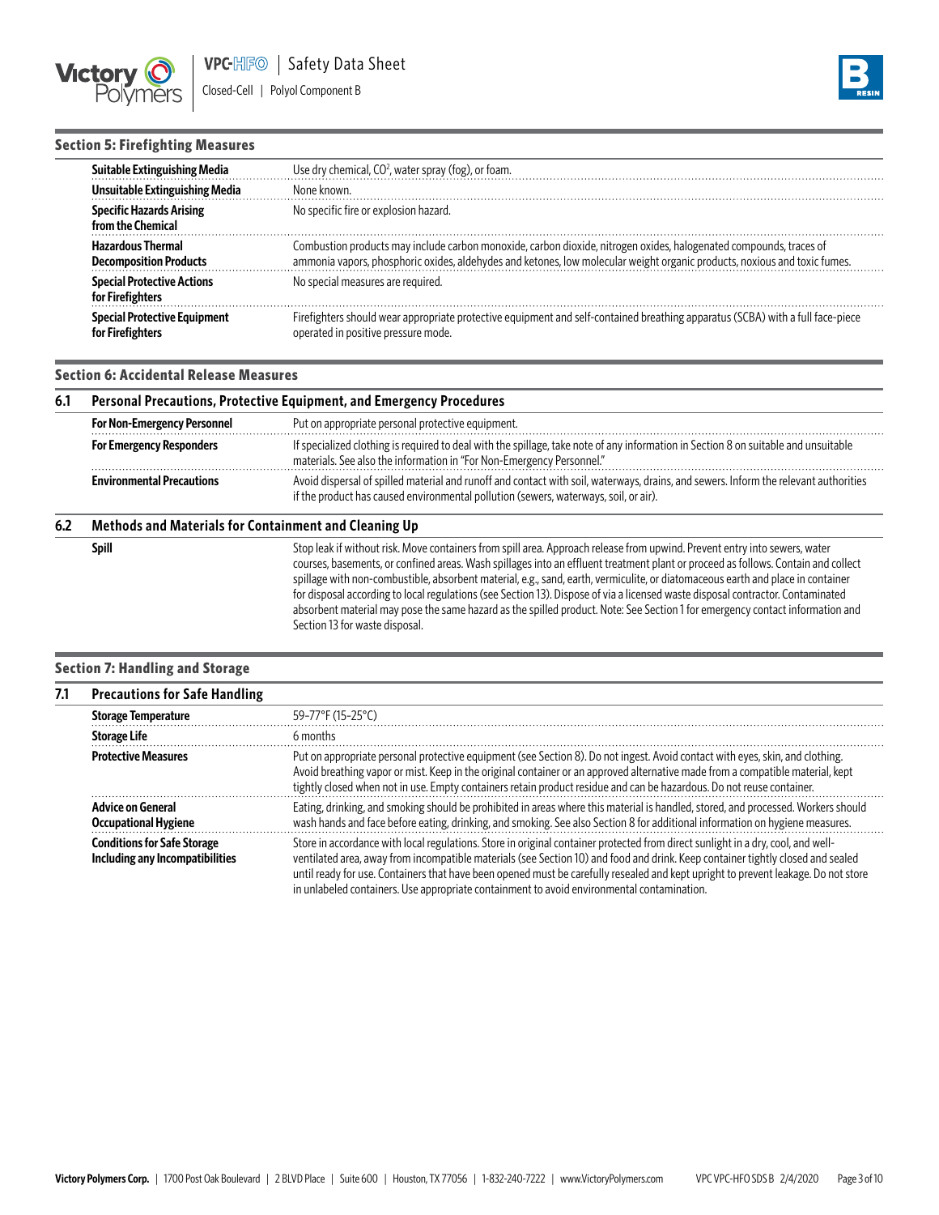## Section 5: Firefighting Measures

| | |
|---|---|
| **Suitable Extinguishing Media** | Use dry chemical, $CO^2$, water spray (fog), or foam. |
| **Unsuitable Extinguishing Media** | None known. |
| **Specific Hazards Arising from the Chemical** | No specific fire or explosion hazard. |
| **Hazardous Thermal Decomposition Products** | Combustion products may include carbon monoxide, carbon dioxide, nitrogen oxides, halogenated compounds, traces of ammonia vapors, phosphoric oxides, aldehydes and ketones, low molecular weight organic products, noxious and toxic fumes. |
| **Special Protective Actions for Firefighters** | No special measures are required. |
| **Special Protective Equipment for Firefighters** | Firefighters should wear appropriate protective equipment and self-contained breathing apparatus (SCBA) with a full face-piece operated in positive pressure mode. |

## Section 6: Accidental Release Measures

### 6.1 Personal Precautions, Protective Equipment, and Emergency Procedures

| | |
|---|---|
| **For Non-Emergency Personnel** | Put on appropriate personal protective equipment. |
| **For Emergency Responders** | If specialized clothing is required to deal with the spillage, take note of any information in Section 8 on suitable and unsuitable materials. See also the information in "For Non-Emergency Personnel." |
| **Environmental Precautions** | Avoid dispersal of spilled material and runoff and contact with soil, waterways, drains, and sewers. Inform the relevant authorities if the product has caused environmental pollution (sewers, waterways, soil, or air). |

### 6.2 Methods and Materials for Containment and Cleaning Up

| | |
|---|---|
| **Spill** | Stop leak if without risk. Move containers from spill area. Approach release from upwind. Prevent entry into sewers, water courses, basements, or confined areas. Wash spillages into an effluent treatment plant or proceed as follows. Contain and collect spillage with non-combustible, absorbent material, e.g., sand, earth, vermiculite, or diatomaceous earth and place in container for disposal according to local regulations (see Section 13). Dispose of via a licensed waste disposal contractor. Contaminated absorbent material may pose the same hazard as the spilled product. Note: See Section 1 for emergency contact information and Section 13 for waste disposal. |

## Section 7: Handling and Storage

### 7.1 Precautions for Safe Handling

| | |
|---|---|
| **Storage Temperature** | 59–77°F (15–25°C) |
| **Storage Life** | 6 months |
| **Protective Measures** | Put on appropriate personal protective equipment (see Section 8). Do not ingest. Avoid contact with eyes, skin, and clothing. Avoid breathing vapor or mist. Keep in the original container or an approved alternative made from a compatible material, kept tightly closed when not in use. Empty containers retain product residue and can be hazardous. Do not reuse container. |
| **Advice on General Occupational Hygiene** | Eating, drinking, and smoking should be prohibited in areas where this material is handled, stored, and processed. Workers should wash hands and face before eating, drinking, and smoking. See also Section 8 for additional information on hygiene measures. |
| **Conditions for Safe Storage Including any Incompatibilities** | Store in accordance with local regulations. Store in original container protected from direct sunlight in a dry, cool, and well-ventilated area, away from incompatible materials (see Section 10) and food and drink. Keep container tightly closed and sealed until ready for use. Containers that have been opened must be carefully resealed and kept upright to prevent leakage. Do not store in unlabeled containers. Use appropriate containment to avoid environmental contamination. |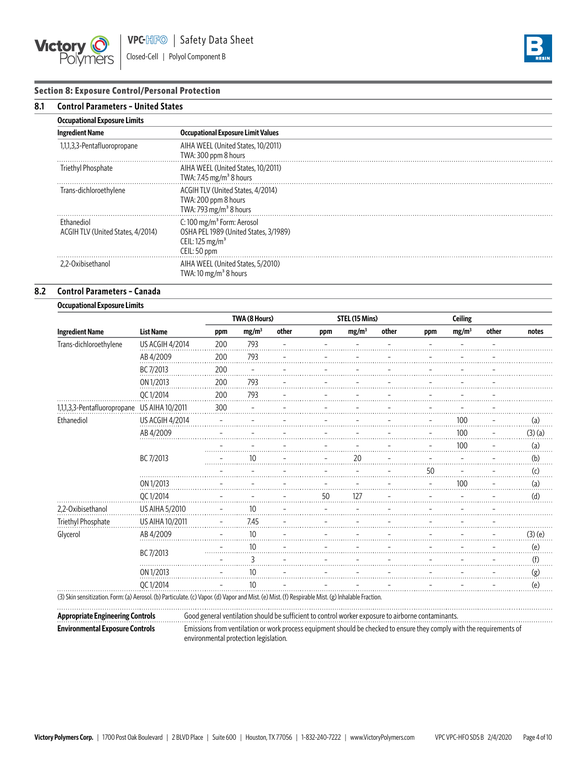## Section 8: Exposure Control/Personal Protection

### 8.1 Control Parameters – United States

**Occupational Exposure Limits**

| Ingredient Name | Occupational Exposure Limit Values |
|---|---|
| 1,1,1,3,3-Pentafluoropropane | AIHA WEEL (United States, 10/2011)<br>TWA: 300 ppm 8 hours |
| Triethyl Phosphate | AIHA WEEL (United States, 10/2011)<br>TWA: 7.45 mg/m³ 8 hours |
| Trans-dichloroethylene | ACGIH TLV (United States, 4/2014)<br>TWA: 200 ppm 8 hours<br>TWA: 793 mg/m³ 8 hours |
| Ethanediol<br>ACGIH TLV (United States, 4/2014) | C: 100 mg/m³ Form: Aerosol<br>OSHA PEL 1989 (United States, 3/1989)<br>CEIL: 125 mg/m³<br>CEIL: 50 ppm |
| 2,2-Oxibisethanol | AIHA WEEL (United States, 5/2010)<br>TWA: 10 mg/m³ 8 hours |

### 8.2 Control Parameters – Canada

**Occupational Exposure Limits**

| | | TWA (8 Hours) | | | STEL (15 Mins) | | | Ceiling | | | |
|---|---|---|---|---|---|---|---|---|---|---|---|
| **Ingredient Name** | **List Name** | **ppm** | **mg/m³** | **other** | **ppm** | **mg/m³** | **other** | **ppm** | **mg/m³** | **other** | **notes** |
| Trans-dichloroethylene | US ACGIH 4/2014 | 200 | 793 | – | – | – | – | – | – | – | |
| | AB 4/2009 | 200 | 793 | – | – | – | – | – | – | – | |
| | BC 7/2013 | 200 | – | – | – | – | – | – | – | – | |
| | ON 1/2013 | 200 | 793 | – | – | – | – | – | – | – | |
| | QC 1/2014 | 200 | 793 | – | – | – | – | – | – | – | |
| 1,1,1,3,3-Pentafluoropropane | US AIHA 10/2011 | 300 | – | – | – | – | – | – | – | – | |
| Ethanediol | US ACGIH 4/2014 | – | – | – | – | – | – | – | 100 | – | (a) |
| | AB 4/2009 | – | – | – | – | – | – | – | 100 | – | (3) (a) |
| | BC 7/2013 | – | – | – | – | – | – | – | 100 | – | (a) |
| | | – | 10 | – | – | 20 | – | – | – | – | (b) |
| | | – | – | – | – | – | – | 50 | – | – | (c) |
| | ON 1/2013 | – | – | – | – | – | – | – | 100 | – | (a) |
| | QC 1/2014 | – | – | – | 50 | 127 | – | – | – | – | (d) |
| 2,2-Oxibisethanol | US AIHA 5/2010 | – | 10 | – | – | – | – | – | – | – | |
| Triethyl Phosphate | US AIHA 10/2011 | – | 7.45 | – | – | – | – | – | – | – | |
| Glycerol | AB 4/2009 | – | 10 | – | – | – | – | – | – | – | (3) (e) |
| | BC 7/2013 | – | 10 | – | – | – | – | – | – | – | (e) |
| | | – | 3 | – | – | – | – | – | – | – | (f) |
| | ON 1/2013 | – | 10 | – | – | – | – | – | – | – | (g) |
| | QC 1/2014 | – | 10 | – | – | – | – | – | – | – | (e) |

(3) Skin sensitization. Form: (a) Aerosol. (b) Particulate. (c) Vapor. (d) Vapor and Mist. (e) Mist. (f) Respirable Mist. (g) Inhalable Fraction.

| | |
|---|---|
| **Appropriate Engineering Controls** | Good general ventilation should be sufficient to control worker exposure to airborne contaminants. |
| **Environmental Exposure Controls** | Emissions from ventilation or work process equipment should be checked to ensure they comply with the requirements of environmental protection legislation. |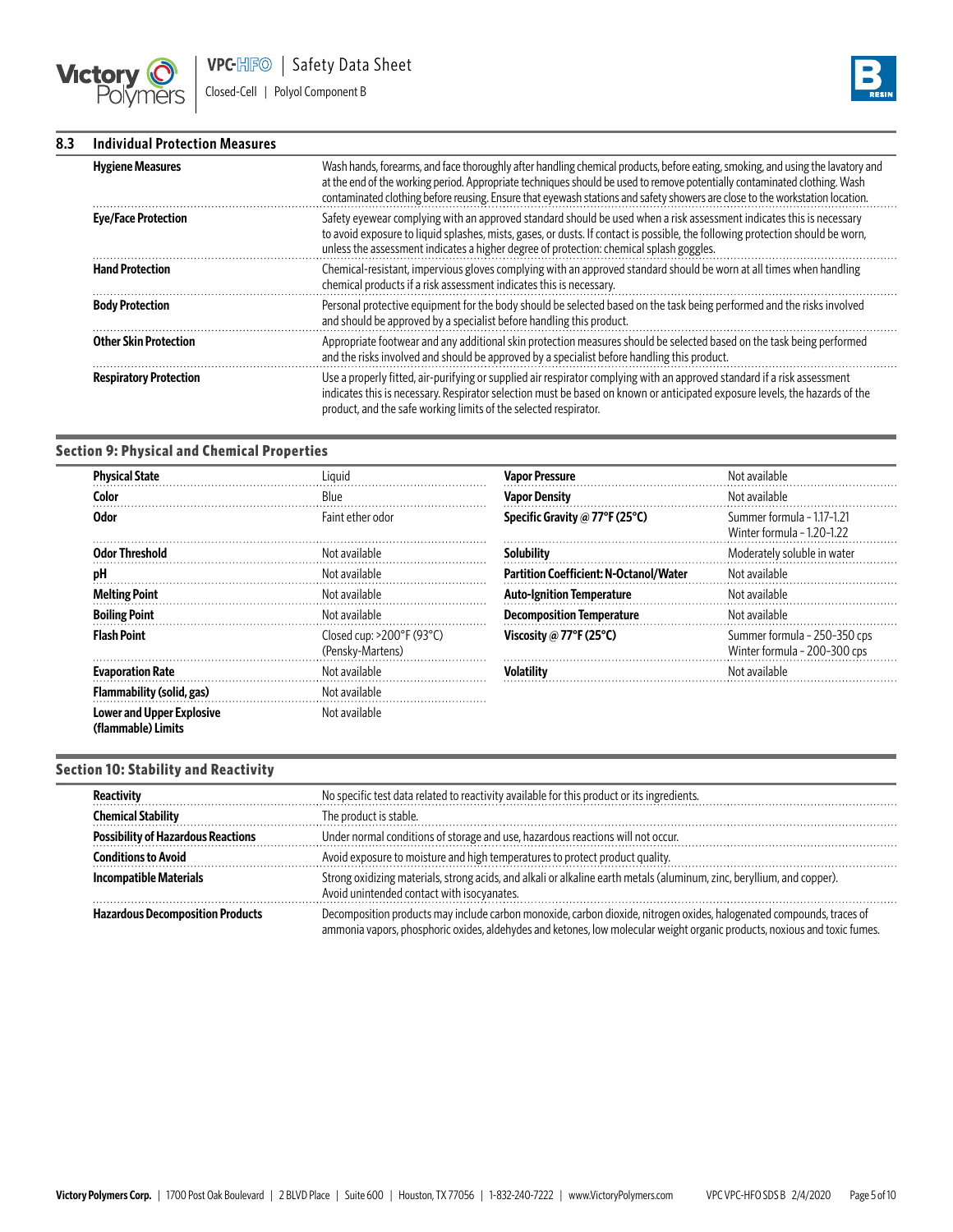## 8.3 Individual Protection Measures

| | |
|---|---|
| **Hygiene Measures** | Wash hands, forearms, and face thoroughly after handling chemical products, before eating, smoking, and using the lavatory and at the end of the working period. Appropriate techniques should be used to remove potentially contaminated clothing. Wash contaminated clothing before reusing. Ensure that eyewash stations and safety showers are close to the workstation location. |
| **Eye/Face Protection** | Safety eyewear complying with an approved standard should be used when a risk assessment indicates this is necessary to avoid exposure to liquid splashes, mists, gases, or dusts. If contact is possible, the following protection should be worn, unless the assessment indicates a higher degree of protection: chemical splash goggles. |
| **Hand Protection** | Chemical-resistant, impervious gloves complying with an approved standard should be worn at all times when handling chemical products if a risk assessment indicates this is necessary. |
| **Body Protection** | Personal protective equipment for the body should be selected based on the task being performed and the risks involved and should be approved by a specialist before handling this product. |
| **Other Skin Protection** | Appropriate footwear and any additional skin protection measures should be selected based on the task being performed and the risks involved and should be approved by a specialist before handling this product. |
| **Respiratory Protection** | Use a properly fitted, air-purifying or supplied air respirator complying with an approved standard if a risk assessment indicates this is necessary. Respirator selection must be based on known or anticipated exposure levels, the hazards of the product, and the safe working limits of the selected respirator. |

## Section 9: Physical and Chemical Properties

| | | | |
|---|---|---|---|
| **Physical State** | Liquid | **Vapor Pressure** | Not available |
| **Color** | Blue | **Vapor Density** | Not available |
| **Odor** | Faint ether odor | **Specific Gravity @ 77°F (25°C)** | Summer formula - 1.17-1.21<br>Winter formula - 1.20-1.22 |
| **Odor Threshold** | Not available | **Solubility** | Moderately soluble in water |
| **pH** | Not available | **Partition Coefficient: N-Octanol/Water** | Not available |
| **Melting Point** | Not available | **Auto-Ignition Temperature** | Not available |
| **Boiling Point** | Not available | **Decomposition Temperature** | Not available |
| **Flash Point** | Closed cup: >200°F (93°C) (Pensky-Martens) | **Viscosity @ 77°F (25°C)** | Summer formula - 250-350 cps<br>Winter formula - 200-300 cps |
| **Evaporation Rate** | Not available | **Volatility** | Not available |
| **Flammability (solid, gas)** | Not available | | |
| **Lower and Upper Explosive (flammable) Limits** | Not available | | |

## Section 10: Stability and Reactivity

| | |
|---|---|
| **Reactivity** | No specific test data related to reactivity available for this product or its ingredients. |
| **Chemical Stability** | The product is stable. |
| **Possibility of Hazardous Reactions** | Under normal conditions of storage and use, hazardous reactions will not occur. |
| **Conditions to Avoid** | Avoid exposure to moisture and high temperatures to protect product quality. |
| **Incompatible Materials** | Strong oxidizing materials, strong acids, and alkali or alkaline earth metals (aluminum, zinc, beryllium, and copper). Avoid unintended contact with isocyanates. |
| **Hazardous Decomposition Products** | Decomposition products may include carbon monoxide, carbon dioxide, nitrogen oxides, halogenated compounds, traces of ammonia vapors, phosphoric oxides, aldehydes and ketones, low molecular weight organic products, noxious and toxic fumes. |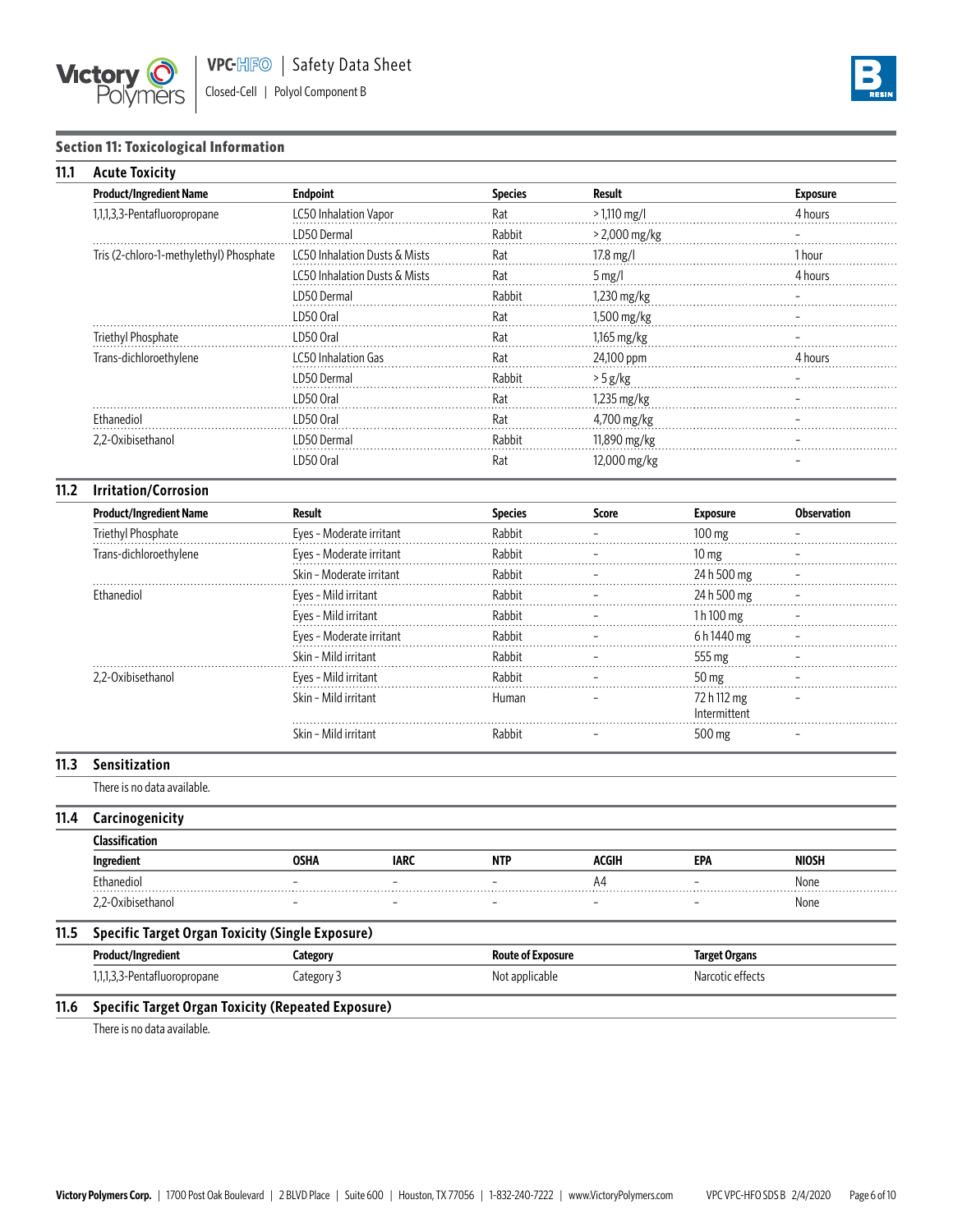## Section 11: Toxicological Information

### 11.1 Acute Toxicity

| Product/Ingredient Name | Endpoint | Species | Result | Exposure |
|---|---|---|---|---|
| 1,1,1,3,3-Pentafluoropropane | LC50 Inhalation Vapor | Rat | > 1,110 mg/l | 4 hours |
| | LD50 Dermal | Rabbit | > 2,000 mg/kg | – |
| Tris (2-chloro-1-methylethyl) Phosphate | LC50 Inhalation Dusts & Mists | Rat | 17.8 mg/l | 1 hour |
| | LC50 Inhalation Dusts & Mists | Rat | 5 mg/l | 4 hours |
| | LD50 Dermal | Rabbit | 1,230 mg/kg | – |
| | LD50 Oral | Rat | 1,500 mg/kg | – |
| Triethyl Phosphate | LD50 Oral | Rat | 1,165 mg/kg | – |
| Trans-dichloroethylene | LC50 Inhalation Gas | Rat | 24,100 ppm | 4 hours |
| | LD50 Dermal | Rabbit | > 5 g/kg | – |
| | LD50 Oral | Rat | 1,235 mg/kg | – |
| Ethanediol | LD50 Oral | Rat | 4,700 mg/kg | – |
| 2,2-Oxibisethanol | LD50 Dermal | Rabbit | 11,890 mg/kg | – |
| | LD50 Oral | Rat | 12,000 mg/kg | – |

### 11.2 Irritation/Corrosion

| Product/Ingredient Name | Result | Species | Score | Exposure | Observation |
|---|---|---|---|---|---|
| Triethyl Phosphate | Eyes - Moderate irritant | Rabbit | – | 100 mg | – |
| Trans-dichloroethylene | Eyes - Moderate irritant | Rabbit | – | 10 mg | – |
| | Skin - Moderate irritant | Rabbit | – | 24 h 500 mg | – |
| Ethanediol | Eyes - Mild irritant | Rabbit | – | 24 h 500 mg | – |
| | Eyes - Mild irritant | Rabbit | – | 1 h 100 mg | – |
| | Eyes - Moderate irritant | Rabbit | – | 6 h 1440 mg | – |
| | Skin - Mild irritant | Rabbit | – | 555 mg | – |
| 2,2-Oxibisethanol | Eyes - Mild irritant | Rabbit | – | 50 mg | – |
| | Skin - Mild irritant | Human | – | 72 h 112 mg Intermittent | – |
| | Skin - Mild irritant | Rabbit | – | 500 mg | – |

### 11.3 Sensitization

There is no data available.

### 11.4 Carcinogenicity

**Classification**

| Ingredient | OSHA | IARC | NTP | ACGIH | EPA | NIOSH |
|---|---|---|---|---|---|---|
| Ethanediol | – | – | – | A4 | – | None |
| 2,2-Oxibisethanol | – | – | – | – | – | None |

### 11.5 Specific Target Organ Toxicity (Single Exposure)

| Product/Ingredient | Category | Route of Exposure | Target Organs |
|---|---|---|---|
| 1,1,1,3,3-Pentafluoropropane | Category 3 | Not applicable | Narcotic effects |

### 11.6 Specific Target Organ Toxicity (Repeated Exposure)

There is no data available.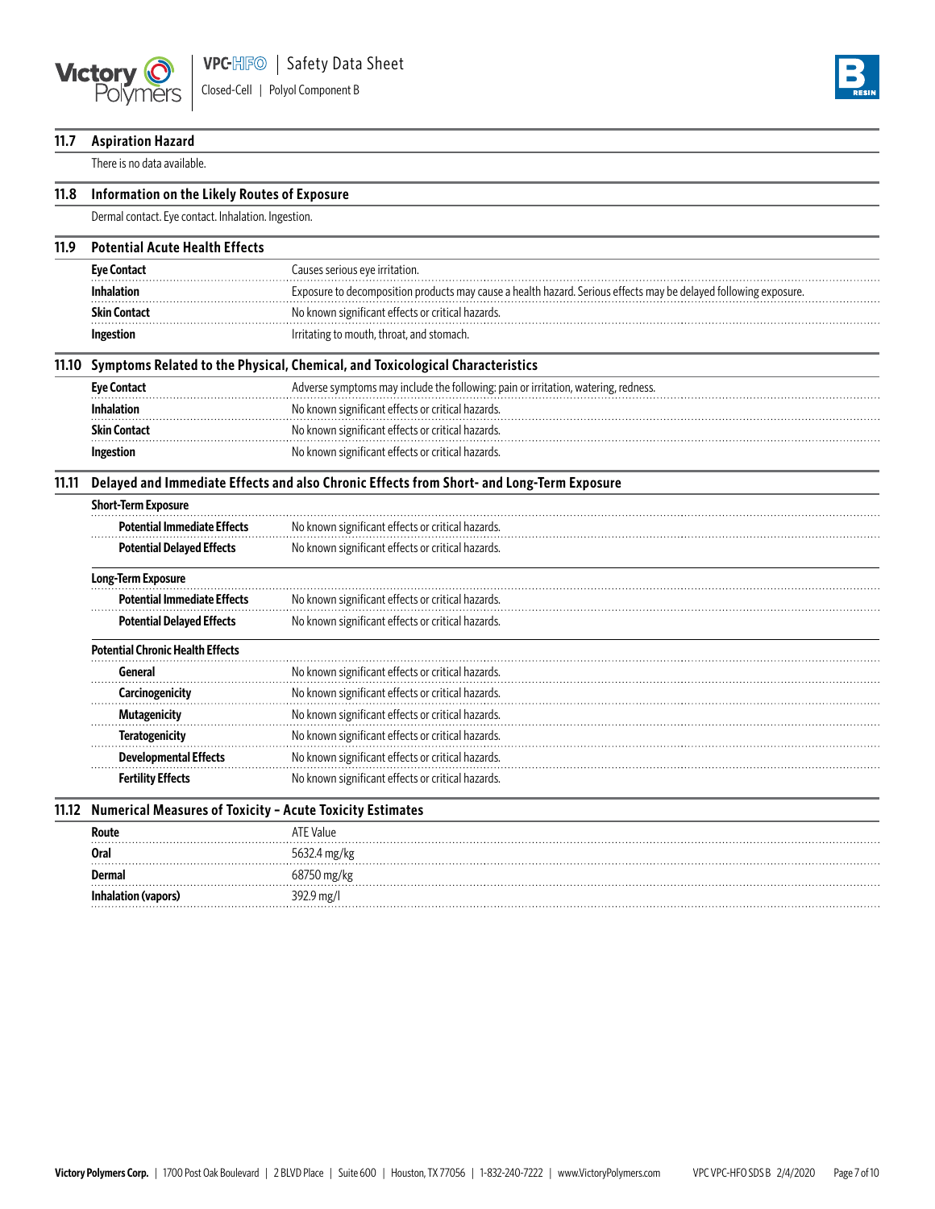## 11.7 Aspiration Hazard

There is no data available.

## 11.8 Information on the Likely Routes of Exposure

Dermal contact. Eye contact. Inhalation. Ingestion.

## 11.9 Potential Acute Health Effects

| | |
|---|---|
| **Eye Contact** | Causes serious eye irritation. |
| **Inhalation** | Exposure to decomposition products may cause a health hazard. Serious effects may be delayed following exposure. |
| **Skin Contact** | No known significant effects or critical hazards. |
| **Ingestion** | Irritating to mouth, throat, and stomach. |

## 11.10 Symptoms Related to the Physical, Chemical, and Toxicological Characteristics

| | |
|---|---|
| **Eye Contact** | Adverse symptoms may include the following: pain or irritation, watering, redness. |
| **Inhalation** | No known significant effects or critical hazards. |
| **Skin Contact** | No known significant effects or critical hazards. |
| **Ingestion** | No known significant effects or critical hazards. |

## 11.11 Delayed and Immediate Effects and also Chronic Effects from Short- and Long-Term Exposure

**Short-Term Exposure**

| | |
|---|---|
| **Potential Immediate Effects** | No known significant effects or critical hazards. |
| **Potential Delayed Effects** | No known significant effects or critical hazards. |

**Long-Term Exposure**

| | |
|---|---|
| **Potential Immediate Effects** | No known significant effects or critical hazards. |
| **Potential Delayed Effects** | No known significant effects or critical hazards. |

**Potential Chronic Health Effects**

| | |
|---|---|
| **General** | No known significant effects or critical hazards. |
| **Carcinogenicity** | No known significant effects or critical hazards. |
| **Mutagenicity** | No known significant effects or critical hazards. |
| **Teratogenicity** | No known significant effects or critical hazards. |
| **Developmental Effects** | No known significant effects or critical hazards. |
| **Fertility Effects** | No known significant effects or critical hazards. |

## 11.12 Numerical Measures of Toxicity – Acute Toxicity Estimates

| Route | ATE Value |
|---|---|
| **Oral** | 5632.4 mg/kg |
| **Dermal** | 68750 mg/kg |
| **Inhalation (vapors)** | 392.9 mg/l |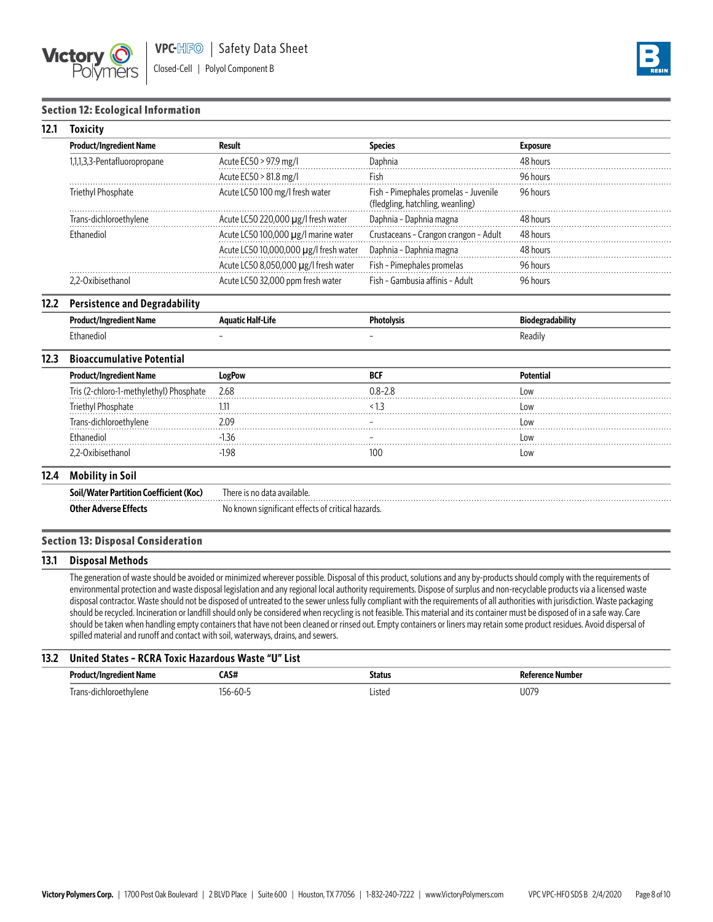## Section 12: Ecological Information

### 12.1 Toxicity

| Product/Ingredient Name | Result | Species | Exposure |
|---|---|---|---|
| 1,1,1,3,3-Pentafluoropropane | Acute EC50 > 97.9 mg/l | Daphnia | 48 hours |
| | Acute EC50 > 81.8 mg/l | Fish | 96 hours |
| Triethyl Phosphate | Acute LC50 100 mg/l fresh water | Fish - Pimephales promelas - Juvenile (fledgling, hatchling, weanling) | 96 hours |
| Trans-dichloroethylene | Acute LC50 220,000 µg/l fresh water | Daphnia - Daphnia magna | 48 hours |
| Ethanediol | Acute LC50 100,000 µg/l marine water | Crustaceans - Crangon crangon - Adult | 48 hours |
| | Acute LC50 10,000,000 µg/l fresh water | Daphnia - Daphnia magna | 48 hours |
| | Acute LC50 8,050,000 µg/l fresh water | Fish - Pimephales promelas | 96 hours |
| 2,2-Oxibisethanol | Acute LC50 32,000 ppm fresh water | Fish - Gambusia affinis - Adult | 96 hours |

### 12.2 Persistence and Degradability

| Product/Ingredient Name | Aquatic Half-Life | Photolysis | Biodegradability |
|---|---|---|---|
| Ethanediol | - | - | Readily |

### 12.3 Bioaccumulative Potential

| Product/Ingredient Name | LogPow | BCF | Potential |
|---|---|---|---|
| Tris (2-chloro-1-methylethyl) Phosphate | 2.68 | 0.8-2.8 | Low |
| Triethyl Phosphate | 1.11 | < 1.3 | Low |
| Trans-dichloroethylene | 2.09 | - | Low |
| Ethanediol | -1.36 | - | Low |
| 2,2-Oxibisethanol | -1.98 | 100 | Low |

### 12.4 Mobility in Soil

| | |
|---|---|
| **Soil/Water Partition Coefficient (Koc)** | There is no data available. |
| **Other Adverse Effects** | No known significant effects of critical hazards. |

## Section 13: Disposal Consideration

### 13.1 Disposal Methods

The generation of waste should be avoided or minimized wherever possible. Disposal of this product, solutions and any by-products should comply with the requirements of environmental protection and waste disposal legislation and any regional local authority requirements. Dispose of surplus and non-recyclable products via a licensed waste disposal contractor. Waste should not be disposed of untreated to the sewer unless fully compliant with the requirements of all authorities with jurisdiction. Waste packaging should be recycled. Incineration or landfill should only be considered when recycling is not feasible. This material and its container must be disposed of in a safe way. Care should be taken when handling empty containers that have not been cleaned or rinsed out. Empty containers or liners may retain some product residues. Avoid dispersal of spilled material and runoff and contact with soil, waterways, drains, and sewers.

### 13.2 United States - RCRA Toxic Hazardous Waste "U" List

| Product/Ingredient Name | CAS# | Status | Reference Number |
|---|---|---|---|
| Trans-dichloroethylene | 156-60-5 | Listed | U079 |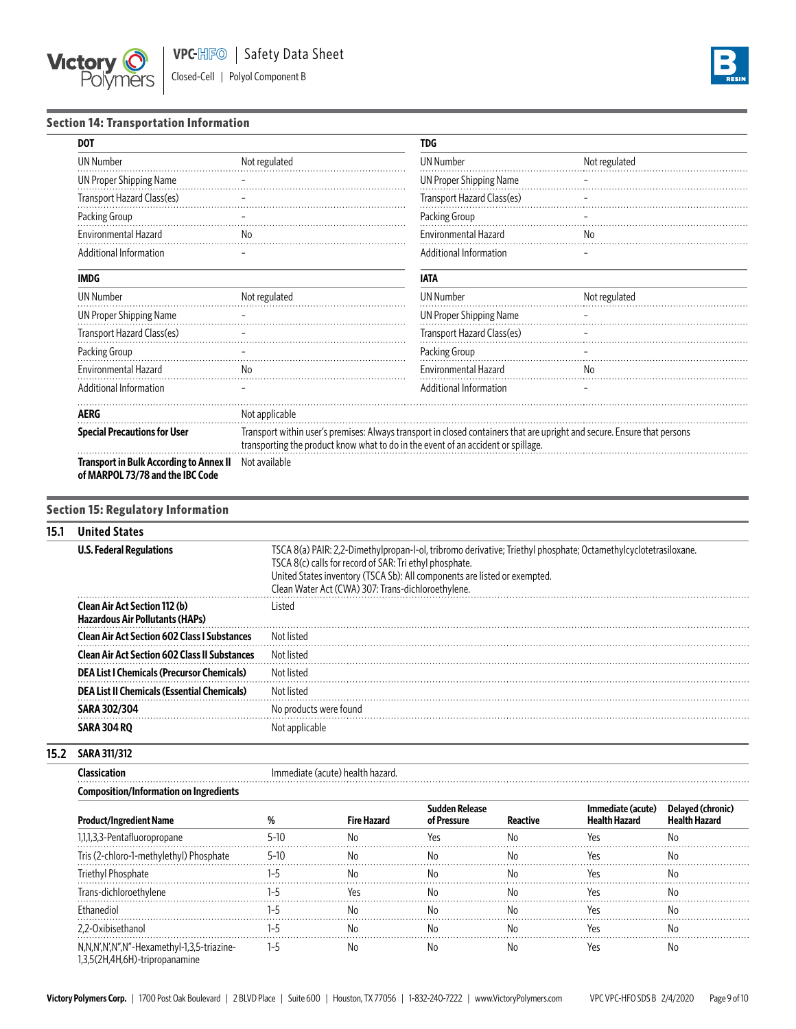## Section 14: Transportation Information

| DOT | | TDG | |
|---|---|---|---|
| UN Number | Not regulated | UN Number | Not regulated |
| UN Proper Shipping Name | - | UN Proper Shipping Name | - |
| Transport Hazard Class(es) | - | Transport Hazard Class(es) | - |
| Packing Group | - | Packing Group | - |
| Environmental Hazard | No | Environmental Hazard | No |
| Additional Information | - | Additional Information | - |

| IMDG | | IATA | |
|---|---|---|---|
| UN Number | Not regulated | UN Number | Not regulated |
| UN Proper Shipping Name | - | UN Proper Shipping Name | - |
| Transport Hazard Class(es) | - | Transport Hazard Class(es) | - |
| Packing Group | - | Packing Group | - |
| Environmental Hazard | No | Environmental Hazard | No |
| Additional Information | - | Additional Information | - |

| | |
|---|---|
| **AERG** | Not applicable |
| **Special Precautions for User** | Transport within user's premises: Always transport in closed containers that are upright and secure. Ensure that persons transporting the product know what to do in the event of an accident or spillage. |
| **Transport in Bulk According to Annex II of MARPOL 73/78 and the IBC Code** | Not available |

## Section 15: Regulatory Information

### 15.1 United States

| | |
|---|---|
| **U.S. Federal Regulations** | TSCA 8(a) PAIR: 2,2-Dimethylpropan-l-ol, tribromo derivative; Triethyl phosphate; Octamethylcyclotetrasiloxane.<br>TSCA 8(c) calls for record of SAR: Tri ethyl phosphate.<br>United States inventory (TSCA Sb): All components are listed or exempted.<br>Clean Water Act (CWA) 307: Trans-dichloroethylene. |
| **Clean Air Act Section 112 (b) Hazardous Air Pollutants (HAPs)** | Listed |
| **Clean Air Act Section 602 Class I Substances** | Not listed |
| **Clean Air Act Section 602 Class II Substances** | Not listed |
| **DEA List I Chemicals (Precursor Chemicals)** | Not listed |
| **DEA List II Chemicals (Essential Chemicals)** | Not listed |
| **SARA 302/304** | No products were found |
| **SARA 304 RQ** | Not applicable |

### 15.2 SARA 311/312

| | |
|---|---|
| **Classication** | Immediate (acute) health hazard. |

**Composition/Information on Ingredients**

| Product/Ingredient Name | % | Fire Hazard | Sudden Release of Pressure | Reactive | Immediate (acute) Health Hazard | Delayed (chronic) Health Hazard |
|---|---|---|---|---|---|---|
| 1,1,1,3,3-Pentafluoropropane | 5-10 | No | Yes | No | Yes | No |
| Tris (2-chloro-1-methylethyl) Phosphate | 5-10 | No | No | No | Yes | No |
| Triethyl Phosphate | 1-5 | No | No | No | Yes | No |
| Trans-dichloroethylene | 1-5 | Yes | No | No | Yes | No |
| Ethanediol | 1-5 | No | No | No | Yes | No |
| 2,2-Oxibisethanol | 1-5 | No | No | No | Yes | No |
| N,N,N',N',N",N"-Hexamethyl-1,3,5-triazine-1,3,5(2H,4H,6H)-tripropanamine | 1-5 | No | No | No | Yes | No |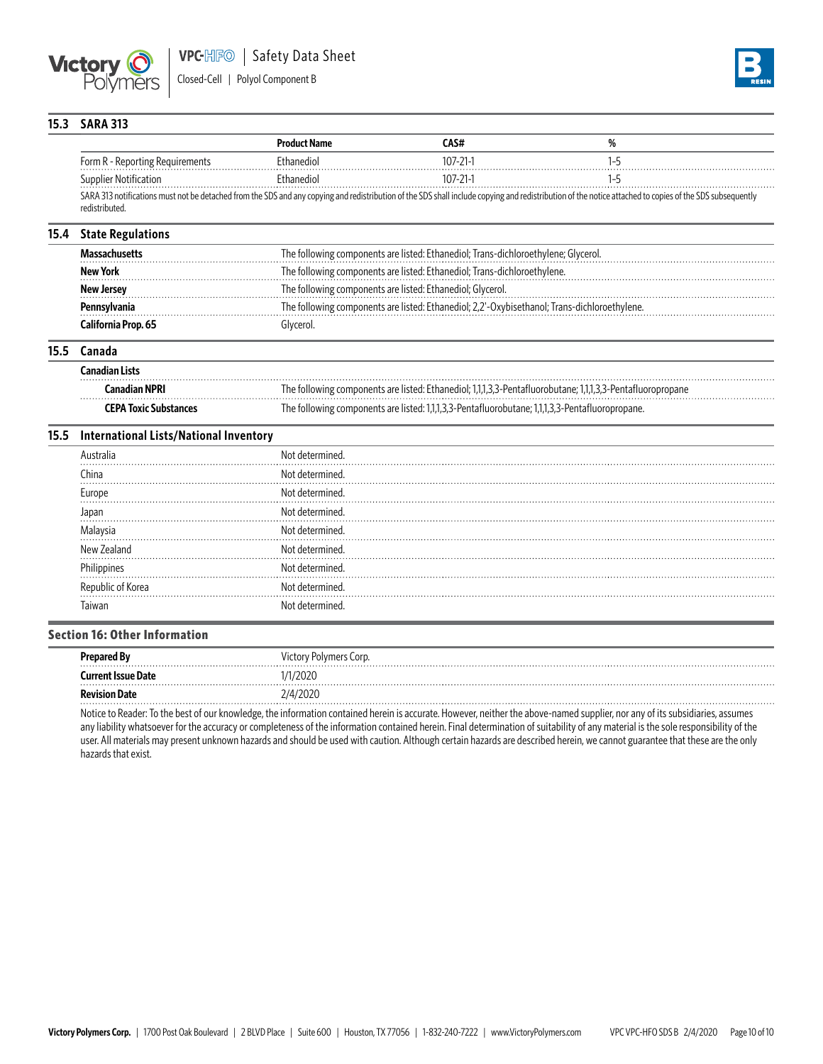### 15.3 SARA 313

| | Product Name | CAS# | % |
|---|---|---|---|
| Form R - Reporting Requirements | Ethanediol | 107-21-1 | 1-5 |
| Supplier Notification | Ethanediol | 107-21-1 | 1-5 |

SARA 313 notifications must not be detached from the SDS and any copying and redistribution of the SDS shall include copying and redistribution of the notice attached to copies of the SDS subsequently redistributed.

### 15.4 State Regulations

| | |
|---|---|
| **Massachusetts** | The following components are listed: Ethanediol; Trans-dichloroethylene; Glycerol. |
| **New York** | The following components are listed: Ethanediol; Trans-dichloroethylene. |
| **New Jersey** | The following components are listed: Ethanediol; Glycerol. |
| **Pennsylvania** | The following components are listed: Ethanediol; 2,2'-Oxybisethanol; Trans-dichloroethylene. |
| **California Prop. 65** | Glycerol. |

### 15.5 Canada

**Canadian Lists**

| | |
|---|---|
| **Canadian NPRI** | The following components are listed: Ethanediol; 1,1,1,3,3-Pentafluorobutane; 1,1,1,3,3-Pentafluoropropane |
| **CEPA Toxic Substances** | The following components are listed: 1,1,1,3,3-Pentafluorobutane; 1,1,1,3,3-Pentafluoropropane. |

### 15.5 International Lists/National Inventory

| | |
|---|---|
| Australia | Not determined. |
| China | Not determined. |
| Europe | Not determined. |
| Japan | Not determined. |
| Malaysia | Not determined. |
| New Zealand | Not determined. |
| Philippines | Not determined. |
| Republic of Korea | Not determined. |
| Taiwan | Not determined. |

## Section 16: Other Information

| | |
|---|---|
| **Prepared By** | Victory Polymers Corp. |
| **Current Issue Date** | 1/1/2020 |
| **Revision Date** | 2/4/2020 |

Notice to Reader: To the best of our knowledge, the information contained herein is accurate. However, neither the above-named supplier, nor any of its subsidiaries, assumes any liability whatsoever for the accuracy or completeness of the information contained herein. Final determination of suitability of any material is the sole responsibility of the user. All materials may present unknown hazards and should be used with caution. Although certain hazards are described herein, we cannot guarantee that these are the only hazards that exist.